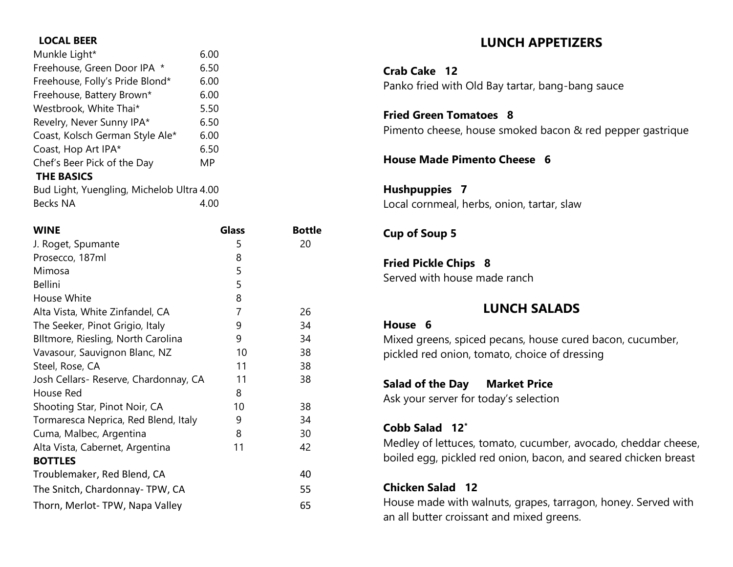## LOCAL BEER

| | |
|---|---|
| Munkle Light* | 6.00 |
| Freehouse, Green Door IPA * | 6.50 |
| Freehouse, Folly's Pride Blond* | 6.00 |
| Freehouse, Battery Brown* | 6.00 |
| Westbrook, White Thai* | 5.50 |
| Revelry, Never Sunny IPA* | 6.50 |
| Coast, Kolsch German Style Ale* | 6.00 |
| Coast, Hop Art IPA* | 6.50 |
| Chef's Beer Pick of the Day | MP |

## THE BASICS

| | |
|---|---|
| Bud Light, Yuengling, Michelob Ultra | 4.00 |
| Becks NA | 4.00 |

## WINE

| WINE | Glass | Bottle |
|---|---|---|
| J. Roget, Spumante | 5 | 20 |
| Prosecco, 187ml | 8 | |
| Mimosa | 5 | |
| Bellini | 5 | |
| House White | 8 | |
| Alta Vista, White Zinfandel, CA | 7 | 26 |
| The Seeker, Pinot Grigio, Italy | 9 | 34 |
| BIltmore, Riesling, North Carolina | 9 | 34 |
| Vavasour, Sauvignon Blanc, NZ | 10 | 38 |
| Steel, Rose, CA | 11 | 38 |
| Josh Cellars- Reserve, Chardonnay, CA | 11 | 38 |
| House Red | 8 | |
| Shooting Star, Pinot Noir, CA | 10 | 38 |
| Tormaresca Neprica, Red Blend, Italy | 9 | 34 |
| Cuma, Malbec, Argentina | 8 | 30 |
| Alta Vista, Cabernet, Argentina | 11 | 42 |
| **BOTTLES** | | |
| Troublemaker, Red Blend, CA | | 40 |
| The Snitch, Chardonnay- TPW, CA | | 55 |
| Thorn, Merlot- TPW, Napa Valley | | 65 |

## LUNCH APPETIZERS

**Crab Cake 12**
Panko fried with Old Bay tartar, bang-bang sauce

**Fried Green Tomatoes 8**
Pimento cheese, house smoked bacon & red pepper gastrique

**House Made Pimento Cheese 6**

**Hushpuppies 7**
Local cornmeal, herbs, onion, tartar, slaw

**Cup of Soup 5**

**Fried Pickle Chips 8**
Served with house made ranch

## LUNCH SALADS

**House 6**
Mixed greens, spiced pecans, house cured bacon, cucumber, pickled red onion, tomato, choice of dressing

**Salad of the Day Market Price**
Ask your server for today's selection

**Cobb Salad 12***
Medley of lettuces, tomato, cucumber, avocado, cheddar cheese, boiled egg, pickled red onion, bacon, and seared chicken breast

**Chicken Salad 12**
House made with walnuts, grapes, tarragon, honey. Served with an all butter croissant and mixed greens.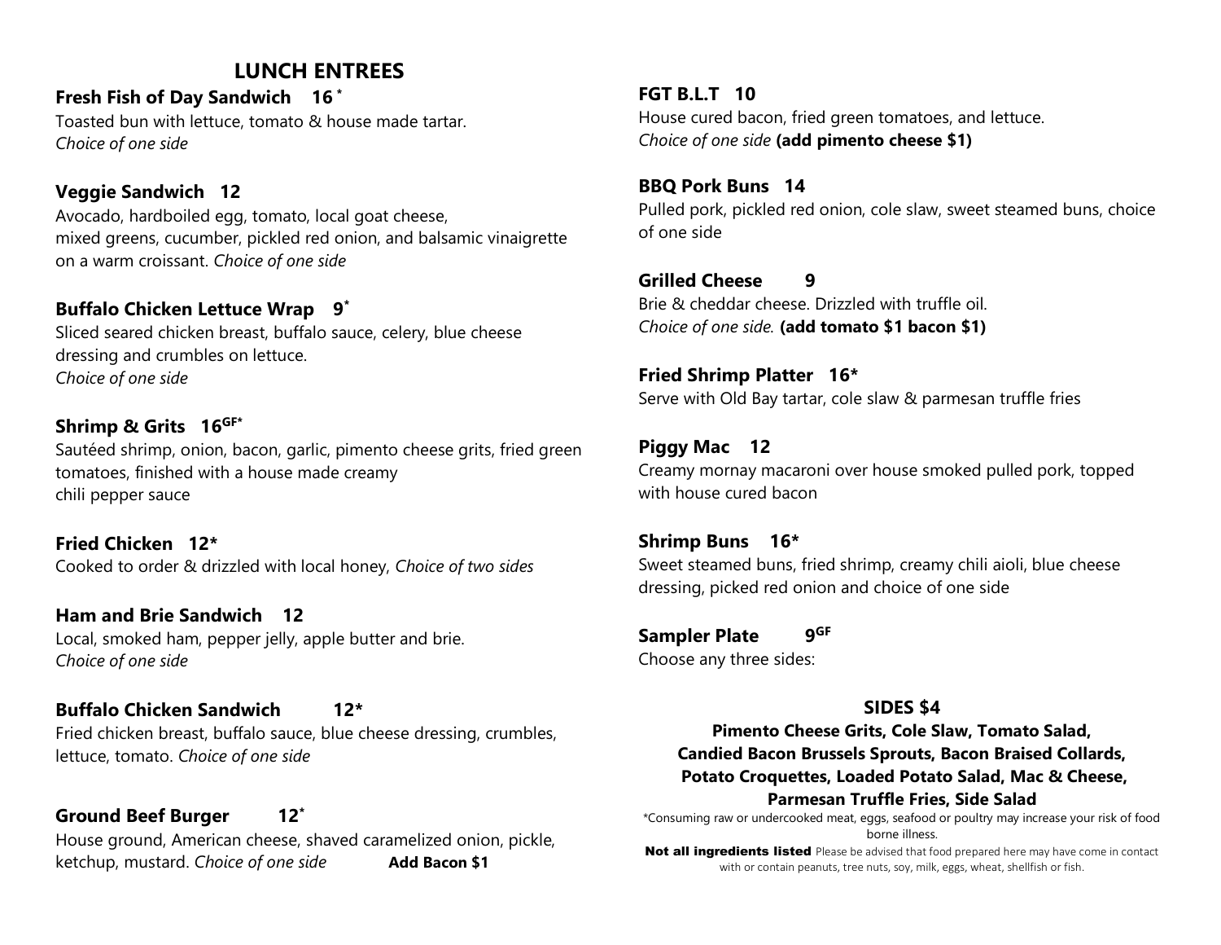## LUNCH ENTREES

**Fresh Fish of Day Sandwich 16 ***
Toasted bun with lettuce, tomato & house made tartar.
*Choice of one side*

**Veggie Sandwich 12**
Avocado, hardboiled egg, tomato, local goat cheese, mixed greens, cucumber, pickled red onion, and balsamic vinaigrette on a warm croissant. *Choice of one side*

**Buffalo Chicken Lettuce Wrap 9***
Sliced seared chicken breast, buffalo sauce, celery, blue cheese dressing and crumbles on lettuce.
*Choice of one side*

**Shrimp & Grits 16GF***
Sautéed shrimp, onion, bacon, garlic, pimento cheese grits, fried green tomatoes, finished with a house made creamy chili pepper sauce

**Fried Chicken 12***
Cooked to order & drizzled with local honey, *Choice of two sides*

**Ham and Brie Sandwich 12**
Local, smoked ham, pepper jelly, apple butter and brie.
*Choice of one side*

**Buffalo Chicken Sandwich 12***
Fried chicken breast, buffalo sauce, blue cheese dressing, crumbles, lettuce, tomato. *Choice of one side*

**Ground Beef Burger 12***
House ground, American cheese, shaved caramelized onion, pickle, ketchup, mustard. *Choice of one side* **Add Bacon $1**

**FGT B.L.T 10**
House cured bacon, fried green tomatoes, and lettuce.
*Choice of one side* **(add pimento cheese $1)**

**BBQ Pork Buns 14**
Pulled pork, pickled red onion, cole slaw, sweet steamed buns, choice of one side

**Grilled Cheese 9**
Brie & cheddar cheese. Drizzled with truffle oil.
*Choice of one side.* **(add tomato $1 bacon $1)**

**Fried Shrimp Platter 16***
Serve with Old Bay tartar, cole slaw & parmesan truffle fries

**Piggy Mac 12**
Creamy mornay macaroni over house smoked pulled pork, topped with house cured bacon

**Shrimp Buns 16***
Sweet steamed buns, fried shrimp, creamy chili aioli, blue cheese dressing, picked red onion and choice of one side

**Sampler Plate 9GF**
Choose any three sides:

### SIDES $4

**Pimento Cheese Grits, Cole Slaw, Tomato Salad, Candied Bacon Brussels Sprouts, Bacon Braised Collards, Potato Croquettes, Loaded Potato Salad, Mac & Cheese, Parmesan Truffle Fries, Side Salad**

*Consuming raw or undercooked meat, eggs, seafood or poultry may increase your risk of food borne illness.

**Not all ingredients listed** Please be advised that food prepared here may have come in contact with or contain peanuts, tree nuts, soy, milk, eggs, wheat, shellfish or fish.